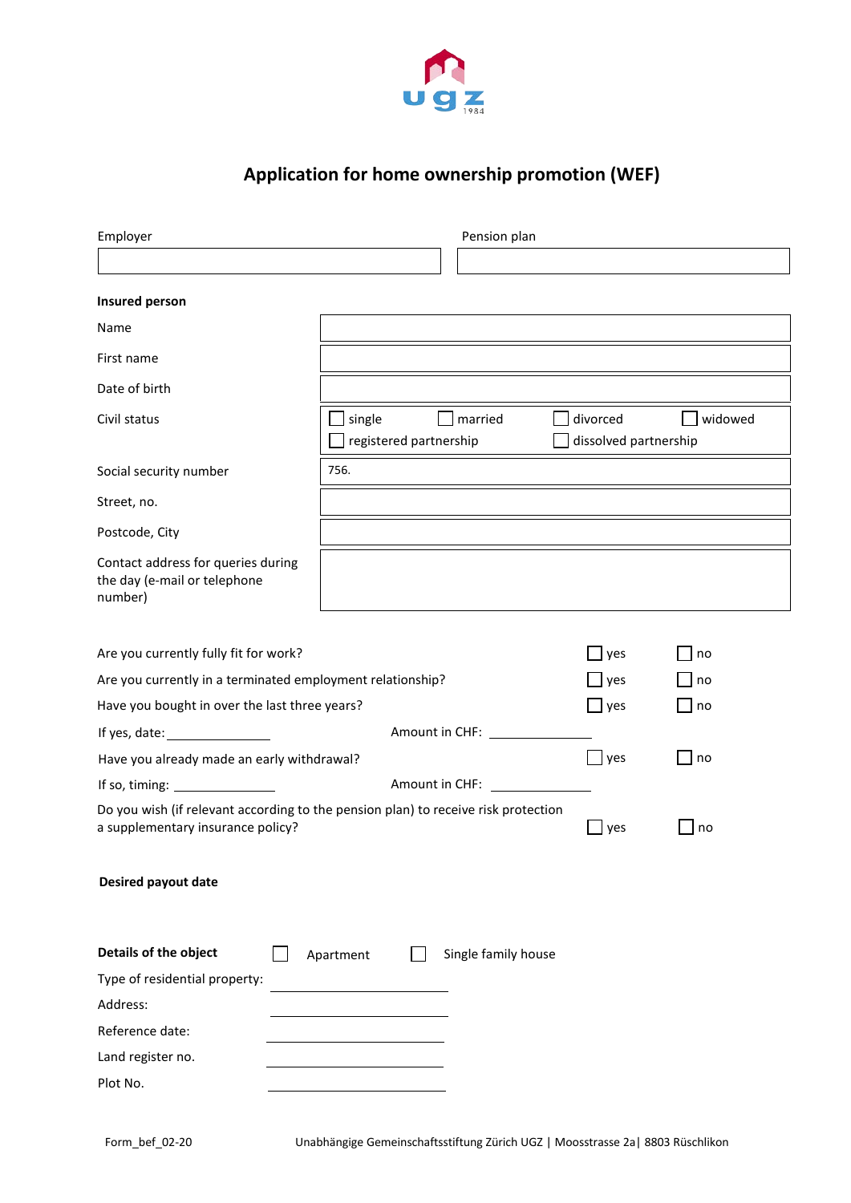# Application for home ownership promotion (WEF)

| Employer | Pension plan |
| --- | --- |
| | |

**Insured person**

| | |
| --- | --- |
| Name | |
| First name | |
| Date of birth | |
| Civil status | ☐ single ☐ married ☐ divorced ☐ widowed ☐ registered partnership ☐ dissolved partnership |
| Social security number | 756. |
| Street, no. | |
| Postcode, City | |
| Contact address for queries during the day (e-mail or telephone number) | |

| | | |
| --- | --- | --- |
| Are you currently fully fit for work? | ☐ yes | ☐ no |
| Are you currently in a terminated employment relationship? | ☐ yes | ☐ no |
| Have you bought in over the last three years? | ☐ yes | ☐ no |

If yes, date: ______________ Amount in CHF: ______________

| | | |
| --- | --- | --- |
| Have you already made an early withdrawal? | ☐ yes | ☐ no |

If so, timing: ______________ Amount in CHF: ______________

| | | |
| --- | --- | --- |
| Do you wish (if relevant according to the pension plan) to receive risk protection a supplementary insurance policy? | ☐ yes | ☐ no |

**Desired payout date**

**Details of the object** ☐ Apartment ☐ Single family house

Type of residential property: ______________

Address: ______________

Reference date: ______________

Land register no. ______________

Plot No. ______________

Form_bef_02-20 Unabhängige Gemeinschaftsstiftung Zürich UGZ | Moosstrasse 2a| 8803 Rüschlikon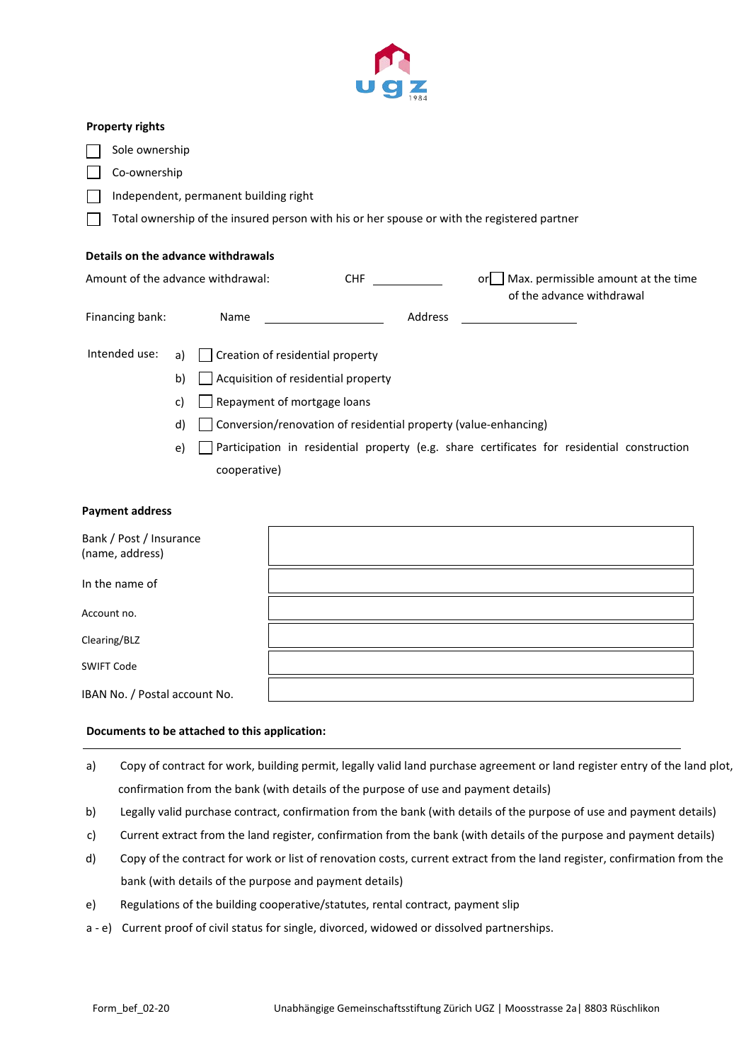### Property rights

- ☐ Sole ownership
- ☐ Co-ownership
- ☐ Independent, permanent building right
- ☐ Total ownership of the insured person with his or her spouse or with the registered partner

### Details on the advance withdrawals

Amount of the advance withdrawal: CHF ____________ or ☐ Max. permissible amount at the time of the advance withdrawal

Financing bank: Name ____________________ Address ____________________

Intended use:

- a) ☐ Creation of residential property
- b) ☐ Acquisition of residential property
- c) ☐ Repayment of mortgage loans
- d) ☐ Conversion/renovation of residential property (value-enhancing)
- e) ☐ Participation in residential property (e.g. share certificates for residential construction cooperative)

### Payment address

| | |
|---|---|
| Bank / Post / Insurance (name, address) | |
| In the name of | |
| Account no. | |
| Clearing/BLZ | |
| SWIFT Code | |
| IBAN No. / Postal account No. | |

### Documents to be attached to this application:

- a) Copy of contract for work, building permit, legally valid land purchase agreement or land register entry of the land plot, confirmation from the bank (with details of the purpose of use and payment details)
- b) Legally valid purchase contract, confirmation from the bank (with details of the purpose of use and payment details)
- c) Current extract from the land register, confirmation from the bank (with details of the purpose and payment details)
- d) Copy of the contract for work or list of renovation costs, current extract from the land register, confirmation from the bank (with details of the purpose and payment details)
- e) Regulations of the building cooperative/statutes, rental contract, payment slip
- a - e) Current proof of civil status for single, divorced, widowed or dissolved partnerships.

Form_bef_02-20 Unabhängige Gemeinschaftsstiftung Zürich UGZ | Moosstrasse 2a| 8803 Rüschlikon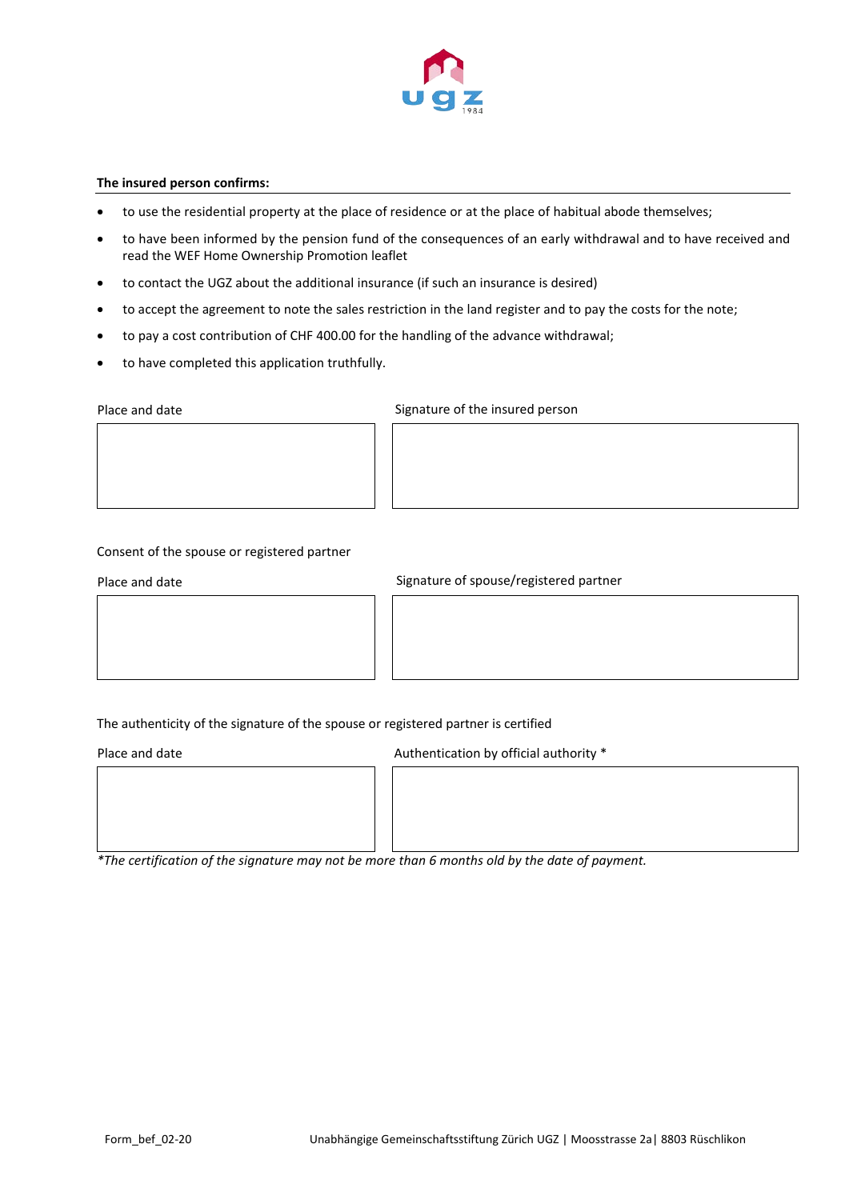**The insured person confirms:**

- to use the residential property at the place of residence or at the place of habitual abode themselves;
- to have been informed by the pension fund of the consequences of an early withdrawal and to have received and read the WEF Home Ownership Promotion leaflet
- to contact the UGZ about the additional insurance (if such an insurance is desired)
- to accept the agreement to note the sales restriction in the land register and to pay the costs for the note;
- to pay a cost contribution of CHF 400.00 for the handling of the advance withdrawal;
- to have completed this application truthfully.

| Place and date | Signature of the insured person |
| --- | --- |
| | |

Consent of the spouse or registered partner

| Place and date | Signature of spouse/registered partner |
| --- | --- |
| | |

The authenticity of the signature of the spouse or registered partner is certified

| Place and date | Authentication by official authority * |
| --- | --- |
| | |

*\*The certification of the signature may not be more than 6 months old by the date of payment.*

Form_bef_02-20 Unabhängige Gemeinschaftsstiftung Zürich UGZ | Moosstrasse 2a| 8803 Rüschlikon